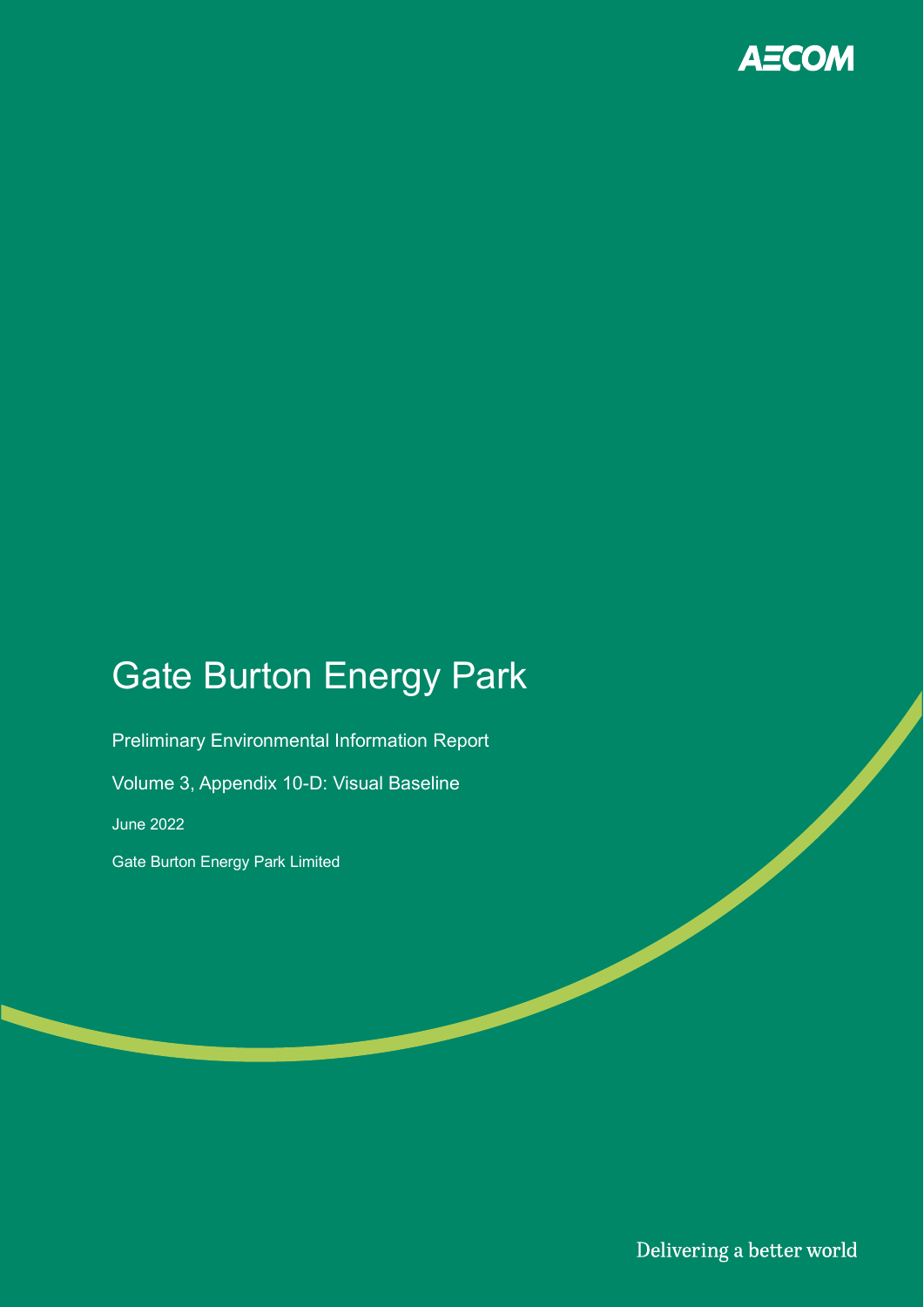AECOM

# Gate Burton Energy Park

Preliminary Environmental Information Report

Volume 3, Appendix 10-D: Visual Baseline

June 2022

Gate Burton Energy Park Limited

Delivering a better world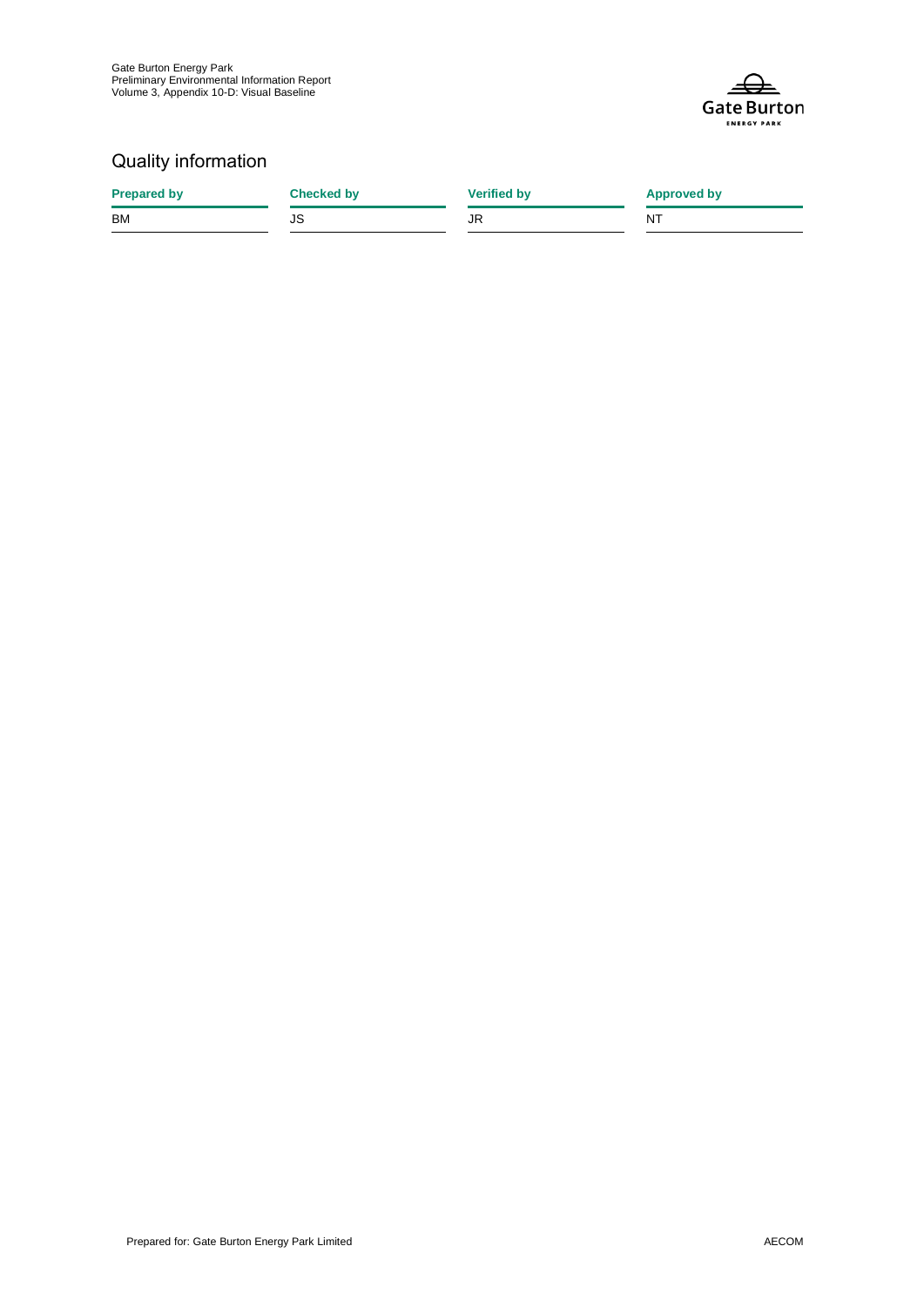## Quality information

| Prepared by | Checked by | Verified by | Approved by |
| --- | --- | --- | --- |
| BM | JS | JR | NT |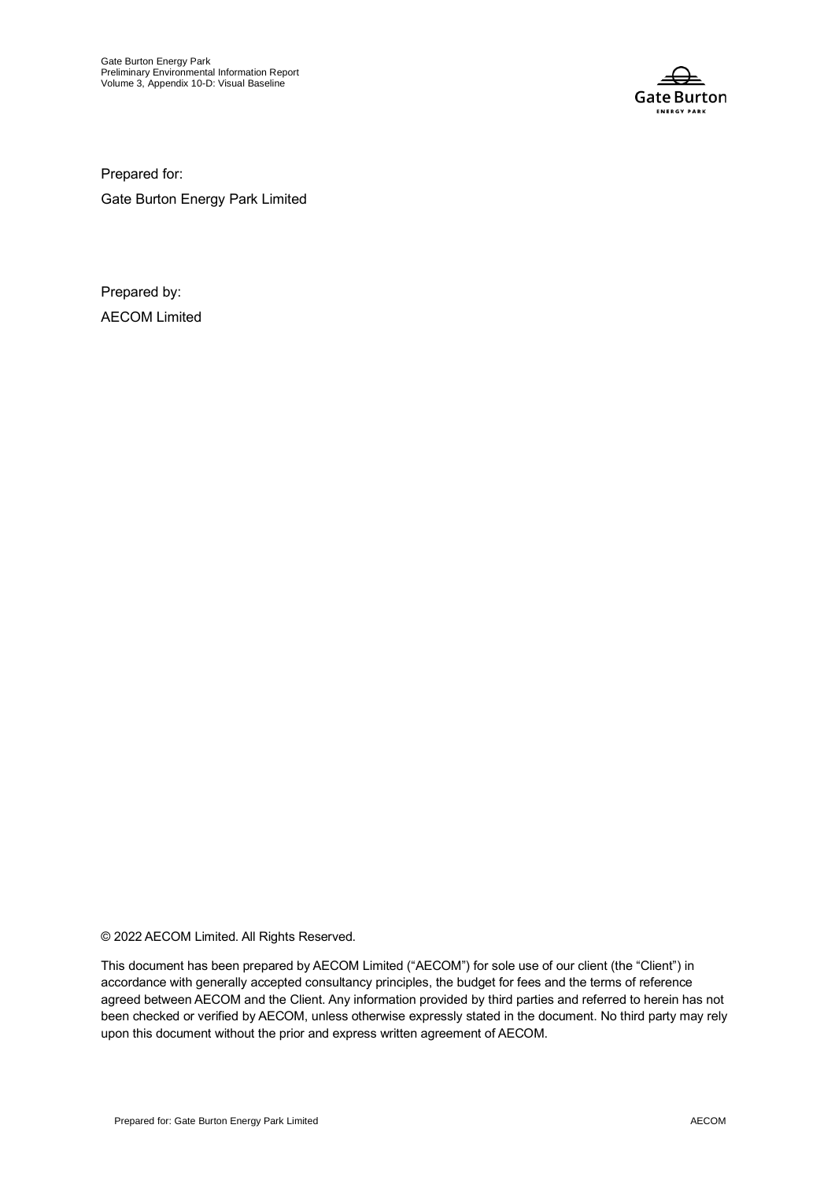Prepared for:

Gate Burton Energy Park Limited

Prepared by:

AECOM Limited

© 2022 AECOM Limited. All Rights Reserved.

This document has been prepared by AECOM Limited ("AECOM") for sole use of our client (the "Client") in accordance with generally accepted consultancy principles, the budget for fees and the terms of reference agreed between AECOM and the Client. Any information provided by third parties and referred to herein has not been checked or verified by AECOM, unless otherwise expressly stated in the document. No third party may rely upon this document without the prior and express written agreement of AECOM.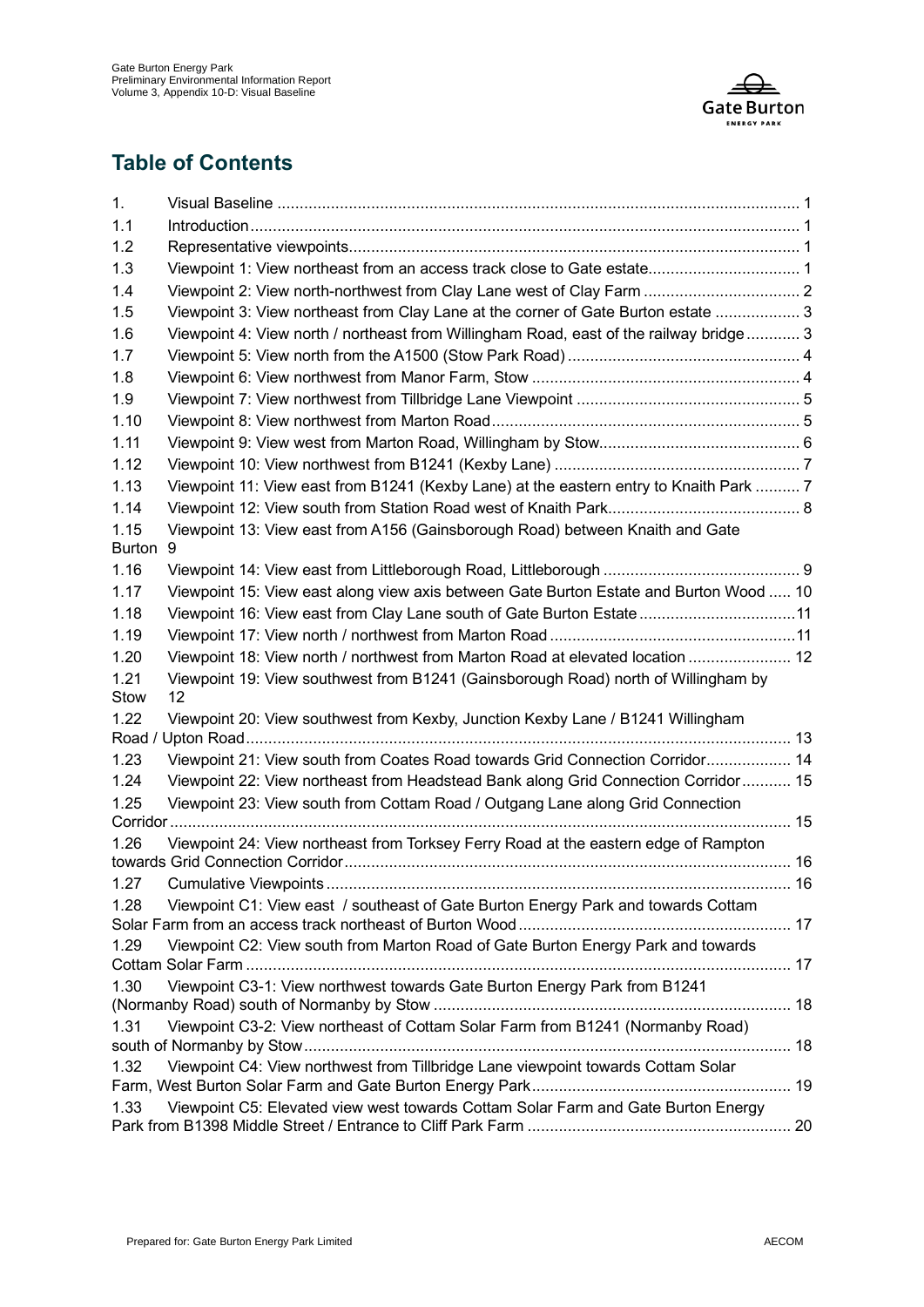## Table of Contents

| | | |
|---|---|---|
| 1. | Visual Baseline | 1 |
| 1.1 | Introduction | 1 |
| 1.2 | Representative viewpoints | 1 |
| 1.3 | Viewpoint 1: View northeast from an access track close to Gate estate | 1 |
| 1.4 | Viewpoint 2: View north-northwest from Clay Lane west of Clay Farm | 2 |
| 1.5 | Viewpoint 3: View northeast from Clay Lane at the corner of Gate Burton estate | 3 |
| 1.6 | Viewpoint 4: View north / northeast from Willingham Road, east of the railway bridge | 3 |
| 1.7 | Viewpoint 5: View north from the A1500 (Stow Park Road) | 4 |
| 1.8 | Viewpoint 6: View northwest from Manor Farm, Stow | 4 |
| 1.9 | Viewpoint 7: View northwest from Tillbridge Lane Viewpoint | 5 |
| 1.10 | Viewpoint 8: View northwest from Marton Road | 5 |
| 1.11 | Viewpoint 9: View west from Marton Road, Willingham by Stow | 6 |
| 1.12 | Viewpoint 10: View northwest from B1241 (Kexby Lane) | 7 |
| 1.13 | Viewpoint 11: View east from B1241 (Kexby Lane) at the eastern entry to Knaith Park | 7 |
| 1.14 | Viewpoint 12: View south from Station Road west of Knaith Park | 8 |
| 1.15 | Viewpoint 13: View east from A156 (Gainsborough Road) between Knaith and Gate Burton | 9 |
| 1.16 | Viewpoint 14: View east from Littleborough Road, Littleborough | 9 |
| 1.17 | Viewpoint 15: View east along view axis between Gate Burton Estate and Burton Wood | 10 |
| 1.18 | Viewpoint 16: View east from Clay Lane south of Gate Burton Estate | 11 |
| 1.19 | Viewpoint 17: View north / northwest from Marton Road | 11 |
| 1.20 | Viewpoint 18: View north / northwest from Marton Road at elevated location | 12 |
| 1.21 | Viewpoint 19: View southwest from B1241 (Gainsborough Road) north of Willingham by Stow | 12 |
| 1.22 | Viewpoint 20: View southwest from Kexby, Junction Kexby Lane / B1241 Willingham Road / Upton Road | 13 |
| 1.23 | Viewpoint 21: View south from Coates Road towards Grid Connection Corridor | 14 |
| 1.24 | Viewpoint 22: View northeast from Headstead Bank along Grid Connection Corridor | 15 |
| 1.25 | Viewpoint 23: View south from Cottam Road / Outgang Lane along Grid Connection Corridor | 15 |
| 1.26 | Viewpoint 24: View northeast from Torksey Ferry Road at the eastern edge of Rampton towards Grid Connection Corridor | 16 |
| 1.27 | Cumulative Viewpoints | 16 |
| 1.28 | Viewpoint C1: View east / southeast of Gate Burton Energy Park and towards Cottam Solar Farm from an access track northeast of Burton Wood | 17 |
| 1.29 | Viewpoint C2: View south from Marton Road of Gate Burton Energy Park and towards Cottam Solar Farm | 17 |
| 1.30 | Viewpoint C3-1: View northwest towards Gate Burton Energy Park from B1241 (Normanby Road) south of Normanby by Stow | 18 |
| 1.31 | Viewpoint C3-2: View northeast of Cottam Solar Farm from B1241 (Normanby Road) south of Normanby by Stow | 18 |
| 1.32 | Viewpoint C4: View northwest from Tillbridge Lane viewpoint towards Cottam Solar Farm, West Burton Solar Farm and Gate Burton Energy Park | 19 |
| 1.33 | Viewpoint C5: Elevated view west towards Cottam Solar Farm and Gate Burton Energy Park from B1398 Middle Street / Entrance to Cliff Park Farm | 20 |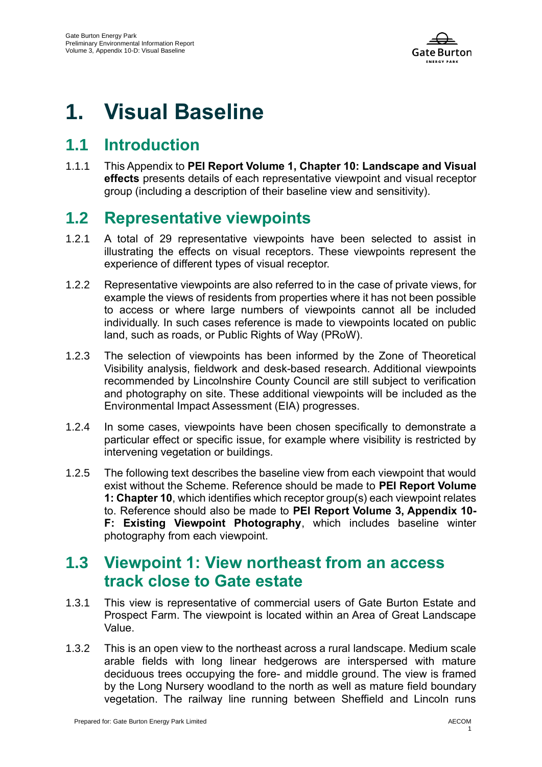# 1. Visual Baseline

## 1.1 Introduction

1.1.1 This Appendix to **PEI Report Volume 1, Chapter 10: Landscape and Visual effects** presents details of each representative viewpoint and visual receptor group (including a description of their baseline view and sensitivity).

## 1.2 Representative viewpoints

1.2.1 A total of 29 representative viewpoints have been selected to assist in illustrating the effects on visual receptors. These viewpoints represent the experience of different types of visual receptor.

1.2.2 Representative viewpoints are also referred to in the case of private views, for example the views of residents from properties where it has not been possible to access or where large numbers of viewpoints cannot all be included individually. In such cases reference is made to viewpoints located on public land, such as roads, or Public Rights of Way (PRoW).

1.2.3 The selection of viewpoints has been informed by the Zone of Theoretical Visibility analysis, fieldwork and desk-based research. Additional viewpoints recommended by Lincolnshire County Council are still subject to verification and photography on site. These additional viewpoints will be included as the Environmental Impact Assessment (EIA) progresses.

1.2.4 In some cases, viewpoints have been chosen specifically to demonstrate a particular effect or specific issue, for example where visibility is restricted by intervening vegetation or buildings.

1.2.5 The following text describes the baseline view from each viewpoint that would exist without the Scheme. Reference should be made to **PEI Report Volume 1: Chapter 10**, which identifies which receptor group(s) each viewpoint relates to. Reference should also be made to **PEI Report Volume 3, Appendix 10-F: Existing Viewpoint Photography**, which includes baseline winter photography from each viewpoint.

## 1.3 Viewpoint 1: View northeast from an access track close to Gate estate

1.3.1 This view is representative of commercial users of Gate Burton Estate and Prospect Farm. The viewpoint is located within an Area of Great Landscape Value.

1.3.2 This is an open view to the northeast across a rural landscape. Medium scale arable fields with long linear hedgerows are interspersed with mature deciduous trees occupying the fore- and middle ground. The view is framed by the Long Nursery woodland to the north as well as mature field boundary vegetation. The railway line running between Sheffield and Lincoln runs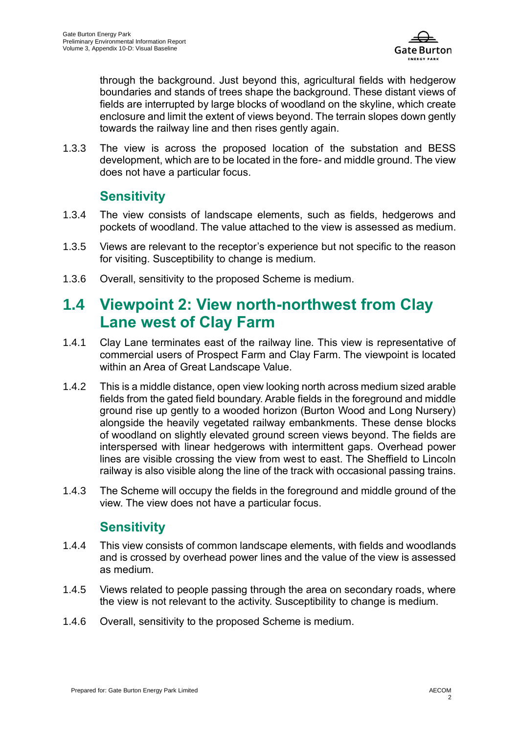through the background. Just beyond this, agricultural fields with hedgerow boundaries and stands of trees shape the background. These distant views of fields are interrupted by large blocks of woodland on the skyline, which create enclosure and limit the extent of views beyond. The terrain slopes down gently towards the railway line and then rises gently again.

1.3.3 The view is across the proposed location of the substation and BESS development, which are to be located in the fore- and middle ground. The view does not have a particular focus.

### Sensitivity

1.3.4 The view consists of landscape elements, such as fields, hedgerows and pockets of woodland. The value attached to the view is assessed as medium.

1.3.5 Views are relevant to the receptor's experience but not specific to the reason for visiting. Susceptibility to change is medium.

1.3.6 Overall, sensitivity to the proposed Scheme is medium.

## 1.4 Viewpoint 2: View north-northwest from Clay Lane west of Clay Farm

1.4.1 Clay Lane terminates east of the railway line. This view is representative of commercial users of Prospect Farm and Clay Farm. The viewpoint is located within an Area of Great Landscape Value.

1.4.2 This is a middle distance, open view looking north across medium sized arable fields from the gated field boundary. Arable fields in the foreground and middle ground rise up gently to a wooded horizon (Burton Wood and Long Nursery) alongside the heavily vegetated railway embankments. These dense blocks of woodland on slightly elevated ground screen views beyond. The fields are interspersed with linear hedgerows with intermittent gaps. Overhead power lines are visible crossing the view from west to east. The Sheffield to Lincoln railway is also visible along the line of the track with occasional passing trains.

1.4.3 The Scheme will occupy the fields in the foreground and middle ground of the view. The view does not have a particular focus.

### Sensitivity

1.4.4 This view consists of common landscape elements, with fields and woodlands and is crossed by overhead power lines and the value of the view is assessed as medium.

1.4.5 Views related to people passing through the area on secondary roads, where the view is not relevant to the activity. Susceptibility to change is medium.

1.4.6 Overall, sensitivity to the proposed Scheme is medium.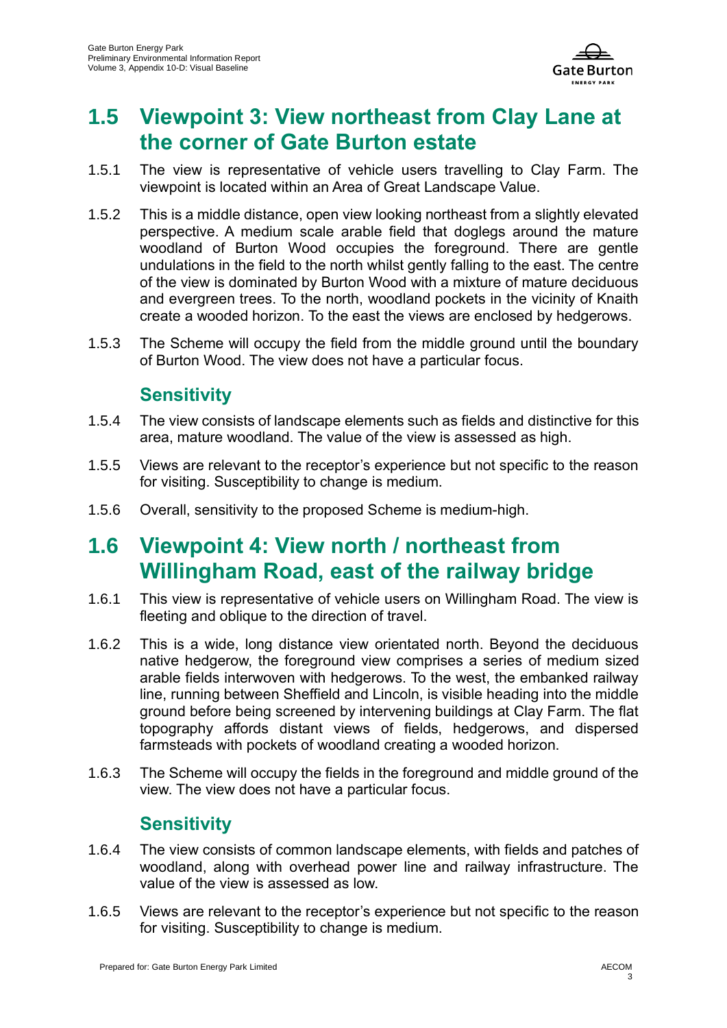## 1.5 Viewpoint 3: View northeast from Clay Lane at the corner of Gate Burton estate

1.5.1 The view is representative of vehicle users travelling to Clay Farm. The viewpoint is located within an Area of Great Landscape Value.

1.5.2 This is a middle distance, open view looking northeast from a slightly elevated perspective. A medium scale arable field that doglegs around the mature woodland of Burton Wood occupies the foreground. There are gentle undulations in the field to the north whilst gently falling to the east. The centre of the view is dominated by Burton Wood with a mixture of mature deciduous and evergreen trees. To the north, woodland pockets in the vicinity of Knaith create a wooded horizon. To the east the views are enclosed by hedgerows.

1.5.3 The Scheme will occupy the field from the middle ground until the boundary of Burton Wood. The view does not have a particular focus.

### Sensitivity

1.5.4 The view consists of landscape elements such as fields and distinctive for this area, mature woodland. The value of the view is assessed as high.

1.5.5 Views are relevant to the receptor's experience but not specific to the reason for visiting. Susceptibility to change is medium.

1.5.6 Overall, sensitivity to the proposed Scheme is medium-high.

## 1.6 Viewpoint 4: View north / northeast from Willingham Road, east of the railway bridge

1.6.1 This view is representative of vehicle users on Willingham Road. The view is fleeting and oblique to the direction of travel.

1.6.2 This is a wide, long distance view orientated north. Beyond the deciduous native hedgerow, the foreground view comprises a series of medium sized arable fields interwoven with hedgerows. To the west, the embanked railway line, running between Sheffield and Lincoln, is visible heading into the middle ground before being screened by intervening buildings at Clay Farm. The flat topography affords distant views of fields, hedgerows, and dispersed farmsteads with pockets of woodland creating a wooded horizon.

1.6.3 The Scheme will occupy the fields in the foreground and middle ground of the view. The view does not have a particular focus.

### Sensitivity

1.6.4 The view consists of common landscape elements, with fields and patches of woodland, along with overhead power line and railway infrastructure. The value of the view is assessed as low.

1.6.5 Views are relevant to the receptor's experience but not specific to the reason for visiting. Susceptibility to change is medium.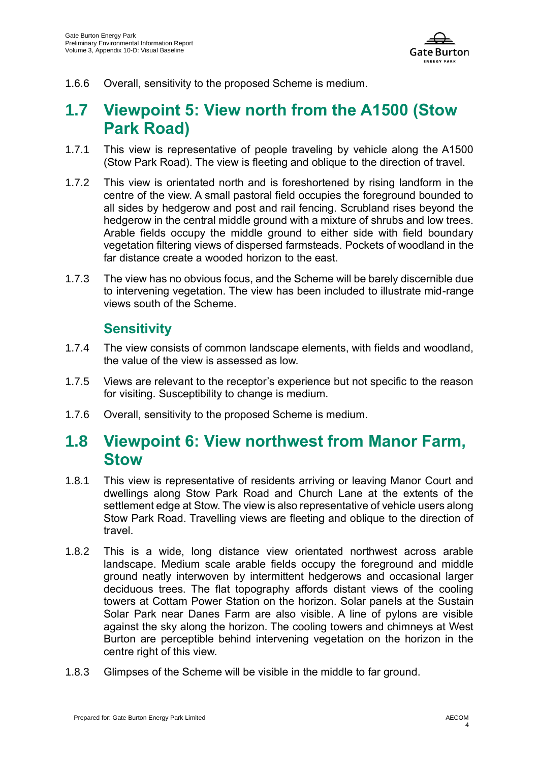1.6.6 Overall, sensitivity to the proposed Scheme is medium.

## 1.7 Viewpoint 5: View north from the A1500 (Stow Park Road)

1.7.1 This view is representative of people traveling by vehicle along the A1500 (Stow Park Road). The view is fleeting and oblique to the direction of travel.

1.7.2 This view is orientated north and is foreshortened by rising landform in the centre of the view. A small pastoral field occupies the foreground bounded to all sides by hedgerow and post and rail fencing. Scrubland rises beyond the hedgerow in the central middle ground with a mixture of shrubs and low trees. Arable fields occupy the middle ground to either side with field boundary vegetation filtering views of dispersed farmsteads. Pockets of woodland in the far distance create a wooded horizon to the east.

1.7.3 The view has no obvious focus, and the Scheme will be barely discernible due to intervening vegetation. The view has been included to illustrate mid-range views south of the Scheme.

### Sensitivity

1.7.4 The view consists of common landscape elements, with fields and woodland, the value of the view is assessed as low.

1.7.5 Views are relevant to the receptor's experience but not specific to the reason for visiting. Susceptibility to change is medium.

1.7.6 Overall, sensitivity to the proposed Scheme is medium.

## 1.8 Viewpoint 6: View northwest from Manor Farm, Stow

1.8.1 This view is representative of residents arriving or leaving Manor Court and dwellings along Stow Park Road and Church Lane at the extents of the settlement edge at Stow. The view is also representative of vehicle users along Stow Park Road. Travelling views are fleeting and oblique to the direction of travel.

1.8.2 This is a wide, long distance view orientated northwest across arable landscape. Medium scale arable fields occupy the foreground and middle ground neatly interwoven by intermittent hedgerows and occasional larger deciduous trees. The flat topography affords distant views of the cooling towers at Cottam Power Station on the horizon. Solar panels at the Sustain Solar Park near Danes Farm are also visible. A line of pylons are visible against the sky along the horizon. The cooling towers and chimneys at West Burton are perceptible behind intervening vegetation on the horizon in the centre right of this view.

1.8.3 Glimpses of the Scheme will be visible in the middle to far ground.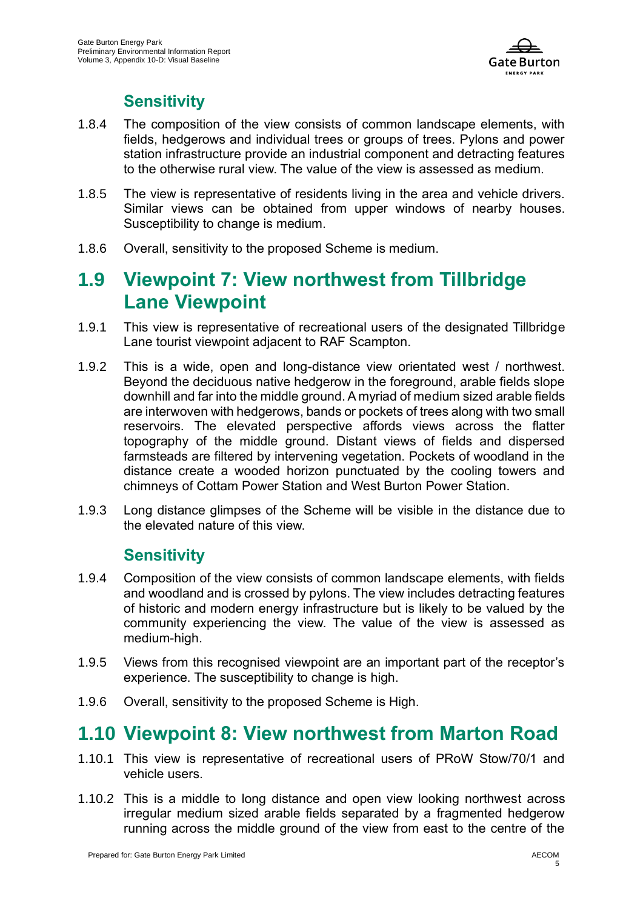### Sensitivity

1.8.4 The composition of the view consists of common landscape elements, with fields, hedgerows and individual trees or groups of trees. Pylons and power station infrastructure provide an industrial component and detracting features to the otherwise rural view. The value of the view is assessed as medium.

1.8.5 The view is representative of residents living in the area and vehicle drivers. Similar views can be obtained from upper windows of nearby houses. Susceptibility to change is medium.

1.8.6 Overall, sensitivity to the proposed Scheme is medium.

## 1.9 Viewpoint 7: View northwest from Tillbridge Lane Viewpoint

1.9.1 This view is representative of recreational users of the designated Tillbridge Lane tourist viewpoint adjacent to RAF Scampton.

1.9.2 This is a wide, open and long-distance view orientated west / northwest. Beyond the deciduous native hedgerow in the foreground, arable fields slope downhill and far into the middle ground. A myriad of medium sized arable fields are interwoven with hedgerows, bands or pockets of trees along with two small reservoirs. The elevated perspective affords views across the flatter topography of the middle ground. Distant views of fields and dispersed farmsteads are filtered by intervening vegetation. Pockets of woodland in the distance create a wooded horizon punctuated by the cooling towers and chimneys of Cottam Power Station and West Burton Power Station.

1.9.3 Long distance glimpses of the Scheme will be visible in the distance due to the elevated nature of this view.

### Sensitivity

1.9.4 Composition of the view consists of common landscape elements, with fields and woodland and is crossed by pylons. The view includes detracting features of historic and modern energy infrastructure but is likely to be valued by the community experiencing the view. The value of the view is assessed as medium-high.

1.9.5 Views from this recognised viewpoint are an important part of the receptor's experience. The susceptibility to change is high.

1.9.6 Overall, sensitivity to the proposed Scheme is High.

## 1.10 Viewpoint 8: View northwest from Marton Road

1.10.1 This view is representative of recreational users of PRoW Stow/70/1 and vehicle users.

1.10.2 This is a middle to long distance and open view looking northwest across irregular medium sized arable fields separated by a fragmented hedgerow running across the middle ground of the view from east to the centre of the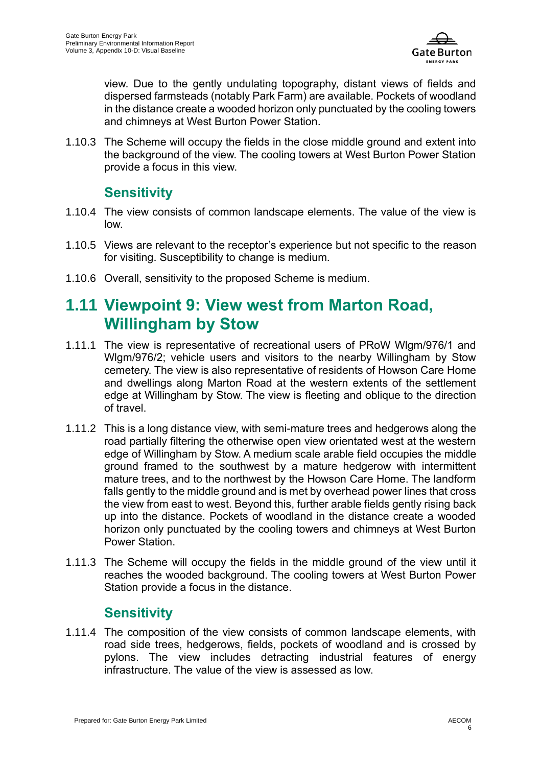view. Due to the gently undulating topography, distant views of fields and dispersed farmsteads (notably Park Farm) are available. Pockets of woodland in the distance create a wooded horizon only punctuated by the cooling towers and chimneys at West Burton Power Station.

1.10.3 The Scheme will occupy the fields in the close middle ground and extent into the background of the view. The cooling towers at West Burton Power Station provide a focus in this view.

### Sensitivity

1.10.4 The view consists of common landscape elements. The value of the view is low.

1.10.5 Views are relevant to the receptor's experience but not specific to the reason for visiting. Susceptibility to change is medium.

1.10.6 Overall, sensitivity to the proposed Scheme is medium.

## 1.11 Viewpoint 9: View west from Marton Road, Willingham by Stow

1.11.1 The view is representative of recreational users of PRoW Wlgm/976/1 and Wlgm/976/2; vehicle users and visitors to the nearby Willingham by Stow cemetery. The view is also representative of residents of Howson Care Home and dwellings along Marton Road at the western extents of the settlement edge at Willingham by Stow. The view is fleeting and oblique to the direction of travel.

1.11.2 This is a long distance view, with semi-mature trees and hedgerows along the road partially filtering the otherwise open view orientated west at the western edge of Willingham by Stow. A medium scale arable field occupies the middle ground framed to the southwest by a mature hedgerow with intermittent mature trees, and to the northwest by the Howson Care Home. The landform falls gently to the middle ground and is met by overhead power lines that cross the view from east to west. Beyond this, further arable fields gently rising back up into the distance. Pockets of woodland in the distance create a wooded horizon only punctuated by the cooling towers and chimneys at West Burton Power Station.

1.11.3 The Scheme will occupy the fields in the middle ground of the view until it reaches the wooded background. The cooling towers at West Burton Power Station provide a focus in the distance.

### Sensitivity

1.11.4 The composition of the view consists of common landscape elements, with road side trees, hedgerows, fields, pockets of woodland and is crossed by pylons. The view includes detracting industrial features of energy infrastructure. The value of the view is assessed as low.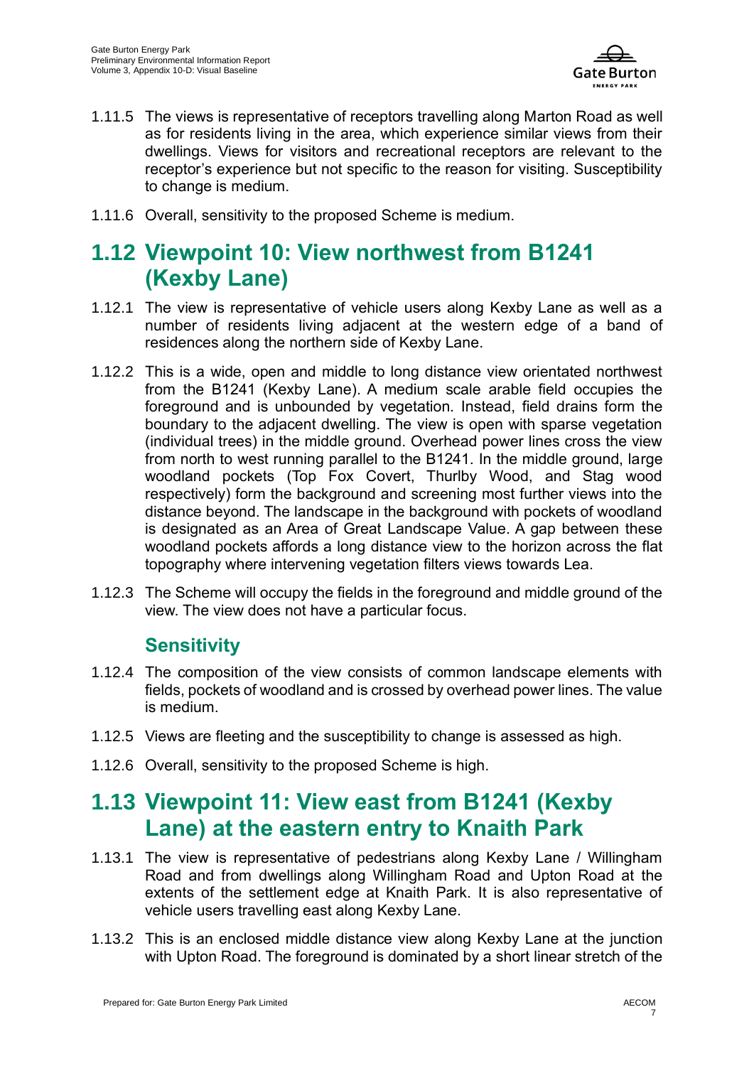1.11.5 The views is representative of receptors travelling along Marton Road as well as for residents living in the area, which experience similar views from their dwellings. Views for visitors and recreational receptors are relevant to the receptor's experience but not specific to the reason for visiting. Susceptibility to change is medium.

1.11.6 Overall, sensitivity to the proposed Scheme is medium.

## 1.12 Viewpoint 10: View northwest from B1241 (Kexby Lane)

1.12.1 The view is representative of vehicle users along Kexby Lane as well as a number of residents living adjacent at the western edge of a band of residences along the northern side of Kexby Lane.

1.12.2 This is a wide, open and middle to long distance view orientated northwest from the B1241 (Kexby Lane). A medium scale arable field occupies the foreground and is unbounded by vegetation. Instead, field drains form the boundary to the adjacent dwelling. The view is open with sparse vegetation (individual trees) in the middle ground. Overhead power lines cross the view from north to west running parallel to the B1241. In the middle ground, large woodland pockets (Top Fox Covert, Thurlby Wood, and Stag wood respectively) form the background and screening most further views into the distance beyond. The landscape in the background with pockets of woodland is designated as an Area of Great Landscape Value. A gap between these woodland pockets affords a long distance view to the horizon across the flat topography where intervening vegetation filters views towards Lea.

1.12.3 The Scheme will occupy the fields in the foreground and middle ground of the view. The view does not have a particular focus.

### Sensitivity

1.12.4 The composition of the view consists of common landscape elements with fields, pockets of woodland and is crossed by overhead power lines. The value is medium.

1.12.5 Views are fleeting and the susceptibility to change is assessed as high.

1.12.6 Overall, sensitivity to the proposed Scheme is high.

## 1.13 Viewpoint 11: View east from B1241 (Kexby Lane) at the eastern entry to Knaith Park

1.13.1 The view is representative of pedestrians along Kexby Lane / Willingham Road and from dwellings along Willingham Road and Upton Road at the extents of the settlement edge at Knaith Park. It is also representative of vehicle users travelling east along Kexby Lane.

1.13.2 This is an enclosed middle distance view along Kexby Lane at the junction with Upton Road. The foreground is dominated by a short linear stretch of the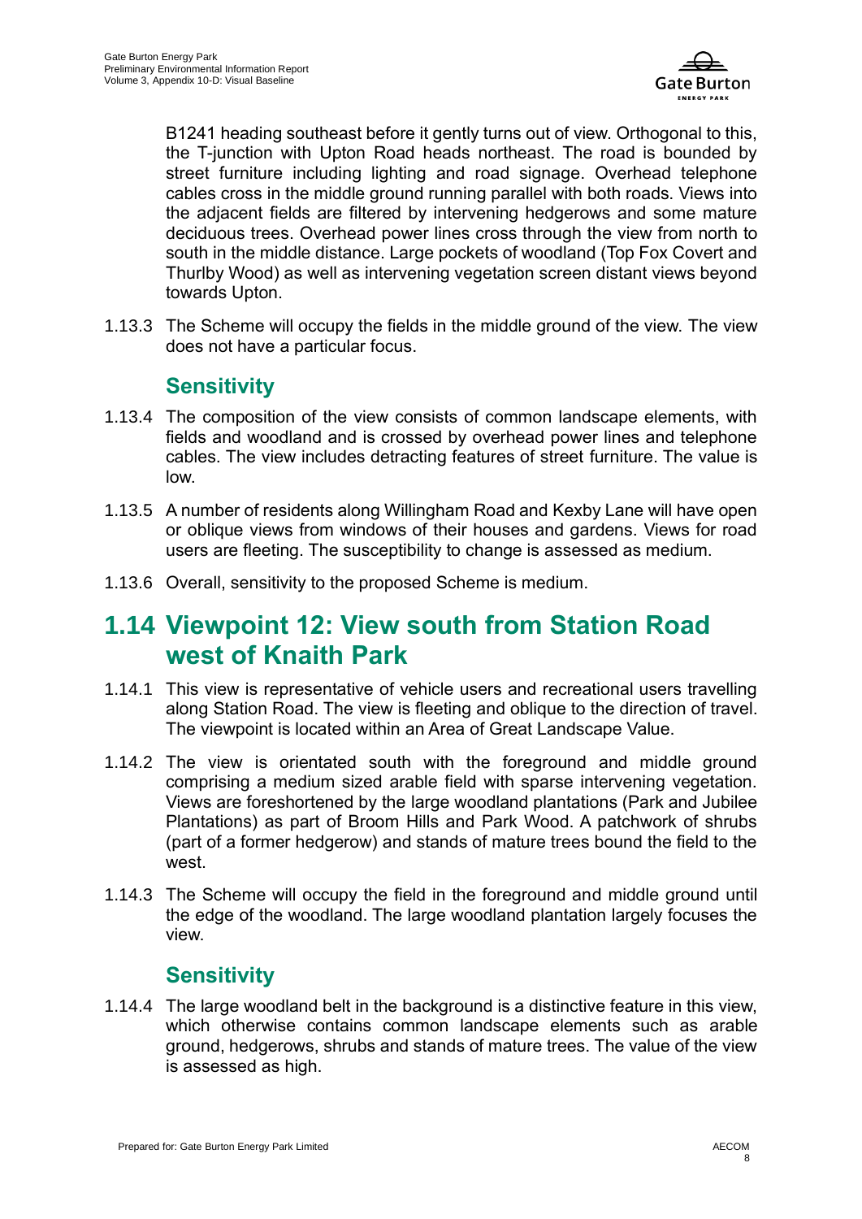B1241 heading southeast before it gently turns out of view. Orthogonal to this, the T-junction with Upton Road heads northeast. The road is bounded by street furniture including lighting and road signage. Overhead telephone cables cross in the middle ground running parallel with both roads. Views into the adjacent fields are filtered by intervening hedgerows and some mature deciduous trees. Overhead power lines cross through the view from north to south in the middle distance. Large pockets of woodland (Top Fox Covert and Thurlby Wood) as well as intervening vegetation screen distant views beyond towards Upton.

1.13.3 The Scheme will occupy the fields in the middle ground of the view. The view does not have a particular focus.

### Sensitivity

1.13.4 The composition of the view consists of common landscape elements, with fields and woodland and is crossed by overhead power lines and telephone cables. The view includes detracting features of street furniture. The value is low.

1.13.5 A number of residents along Willingham Road and Kexby Lane will have open or oblique views from windows of their houses and gardens. Views for road users are fleeting. The susceptibility to change is assessed as medium.

1.13.6 Overall, sensitivity to the proposed Scheme is medium.

## 1.14 Viewpoint 12: View south from Station Road west of Knaith Park

1.14.1 This view is representative of vehicle users and recreational users travelling along Station Road. The view is fleeting and oblique to the direction of travel. The viewpoint is located within an Area of Great Landscape Value.

1.14.2 The view is orientated south with the foreground and middle ground comprising a medium sized arable field with sparse intervening vegetation. Views are foreshortened by the large woodland plantations (Park and Jubilee Plantations) as part of Broom Hills and Park Wood. A patchwork of shrubs (part of a former hedgerow) and stands of mature trees bound the field to the west.

1.14.3 The Scheme will occupy the field in the foreground and middle ground until the edge of the woodland. The large woodland plantation largely focuses the view.

### Sensitivity

1.14.4 The large woodland belt in the background is a distinctive feature in this view, which otherwise contains common landscape elements such as arable ground, hedgerows, shrubs and stands of mature trees. The value of the view is assessed as high.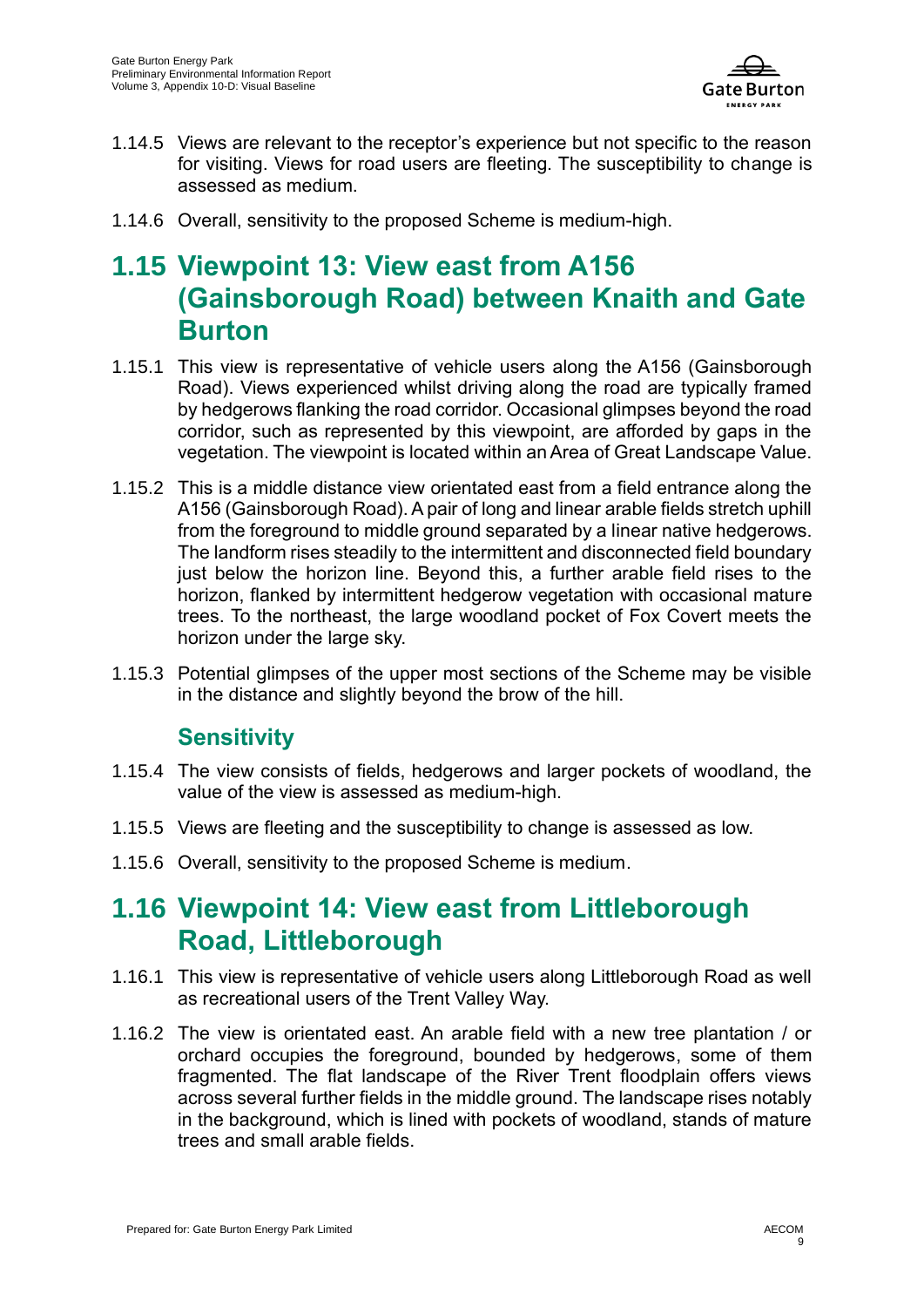1.14.5 Views are relevant to the receptor's experience but not specific to the reason for visiting. Views for road users are fleeting. The susceptibility to change is assessed as medium.

1.14.6 Overall, sensitivity to the proposed Scheme is medium-high.

## 1.15 Viewpoint 13: View east from A156 (Gainsborough Road) between Knaith and Gate Burton

1.15.1 This view is representative of vehicle users along the A156 (Gainsborough Road). Views experienced whilst driving along the road are typically framed by hedgerows flanking the road corridor. Occasional glimpses beyond the road corridor, such as represented by this viewpoint, are afforded by gaps in the vegetation. The viewpoint is located within an Area of Great Landscape Value.

1.15.2 This is a middle distance view orientated east from a field entrance along the A156 (Gainsborough Road). A pair of long and linear arable fields stretch uphill from the foreground to middle ground separated by a linear native hedgerows. The landform rises steadily to the intermittent and disconnected field boundary just below the horizon line. Beyond this, a further arable field rises to the horizon, flanked by intermittent hedgerow vegetation with occasional mature trees. To the northeast, the large woodland pocket of Fox Covert meets the horizon under the large sky.

1.15.3 Potential glimpses of the upper most sections of the Scheme may be visible in the distance and slightly beyond the brow of the hill.

### Sensitivity

1.15.4 The view consists of fields, hedgerows and larger pockets of woodland, the value of the view is assessed as medium-high.

1.15.5 Views are fleeting and the susceptibility to change is assessed as low.

1.15.6 Overall, sensitivity to the proposed Scheme is medium.

## 1.16 Viewpoint 14: View east from Littleborough Road, Littleborough

1.16.1 This view is representative of vehicle users along Littleborough Road as well as recreational users of the Trent Valley Way.

1.16.2 The view is orientated east. An arable field with a new tree plantation / or orchard occupies the foreground, bounded by hedgerows, some of them fragmented. The flat landscape of the River Trent floodplain offers views across several further fields in the middle ground. The landscape rises notably in the background, which is lined with pockets of woodland, stands of mature trees and small arable fields.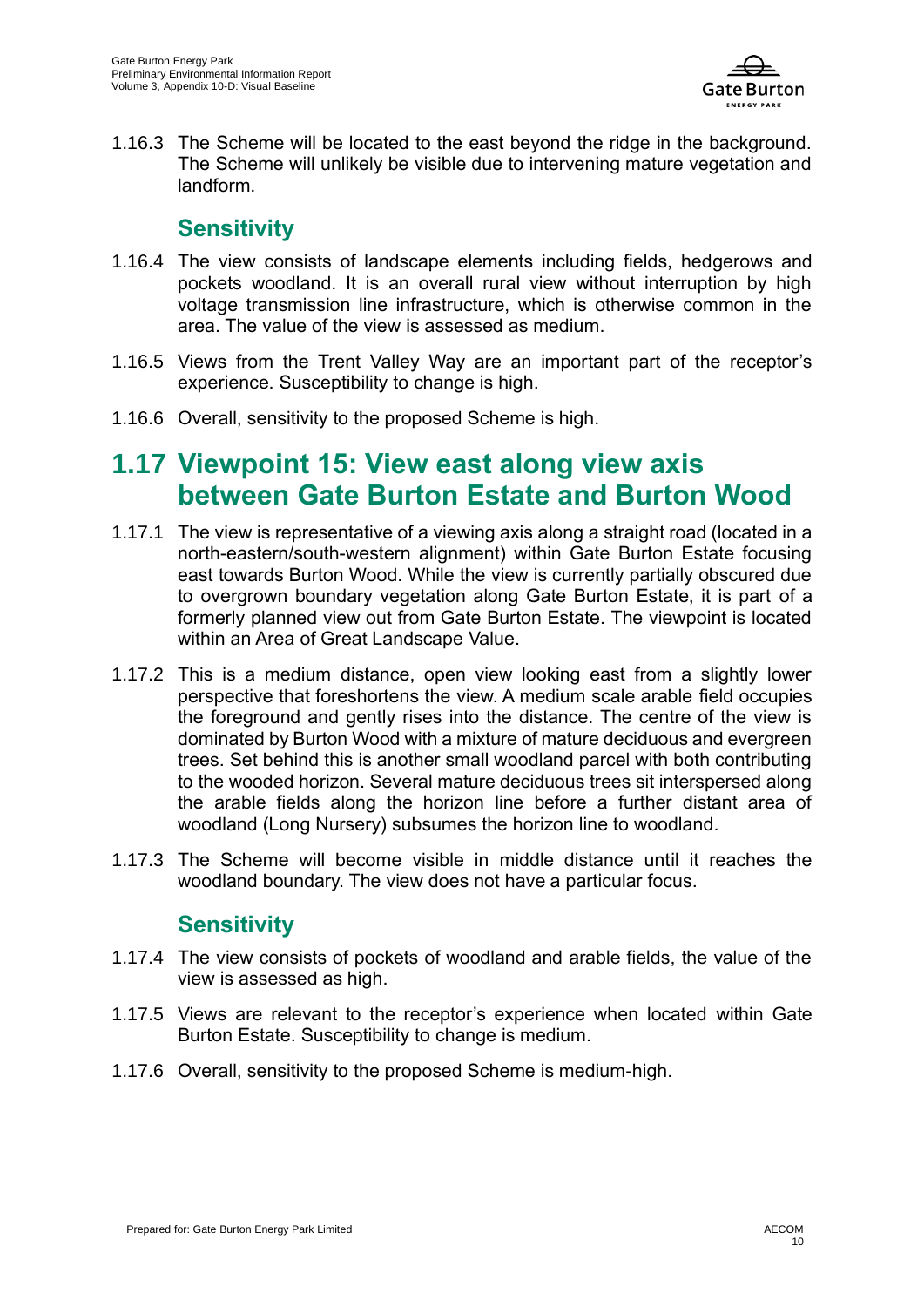1.16.3 The Scheme will be located to the east beyond the ridge in the background. The Scheme will unlikely be visible due to intervening mature vegetation and landform.

### Sensitivity

1.16.4 The view consists of landscape elements including fields, hedgerows and pockets woodland. It is an overall rural view without interruption by high voltage transmission line infrastructure, which is otherwise common in the area. The value of the view is assessed as medium.

1.16.5 Views from the Trent Valley Way are an important part of the receptor's experience. Susceptibility to change is high.

1.16.6 Overall, sensitivity to the proposed Scheme is high.

## 1.17 Viewpoint 15: View east along view axis between Gate Burton Estate and Burton Wood

1.17.1 The view is representative of a viewing axis along a straight road (located in a north-eastern/south-western alignment) within Gate Burton Estate focusing east towards Burton Wood. While the view is currently partially obscured due to overgrown boundary vegetation along Gate Burton Estate, it is part of a formerly planned view out from Gate Burton Estate. The viewpoint is located within an Area of Great Landscape Value.

1.17.2 This is a medium distance, open view looking east from a slightly lower perspective that foreshortens the view. A medium scale arable field occupies the foreground and gently rises into the distance. The centre of the view is dominated by Burton Wood with a mixture of mature deciduous and evergreen trees. Set behind this is another small woodland parcel with both contributing to the wooded horizon. Several mature deciduous trees sit interspersed along the arable fields along the horizon line before a further distant area of woodland (Long Nursery) subsumes the horizon line to woodland.

1.17.3 The Scheme will become visible in middle distance until it reaches the woodland boundary. The view does not have a particular focus.

### Sensitivity

1.17.4 The view consists of pockets of woodland and arable fields, the value of the view is assessed as high.

1.17.5 Views are relevant to the receptor's experience when located within Gate Burton Estate. Susceptibility to change is medium.

1.17.6 Overall, sensitivity to the proposed Scheme is medium-high.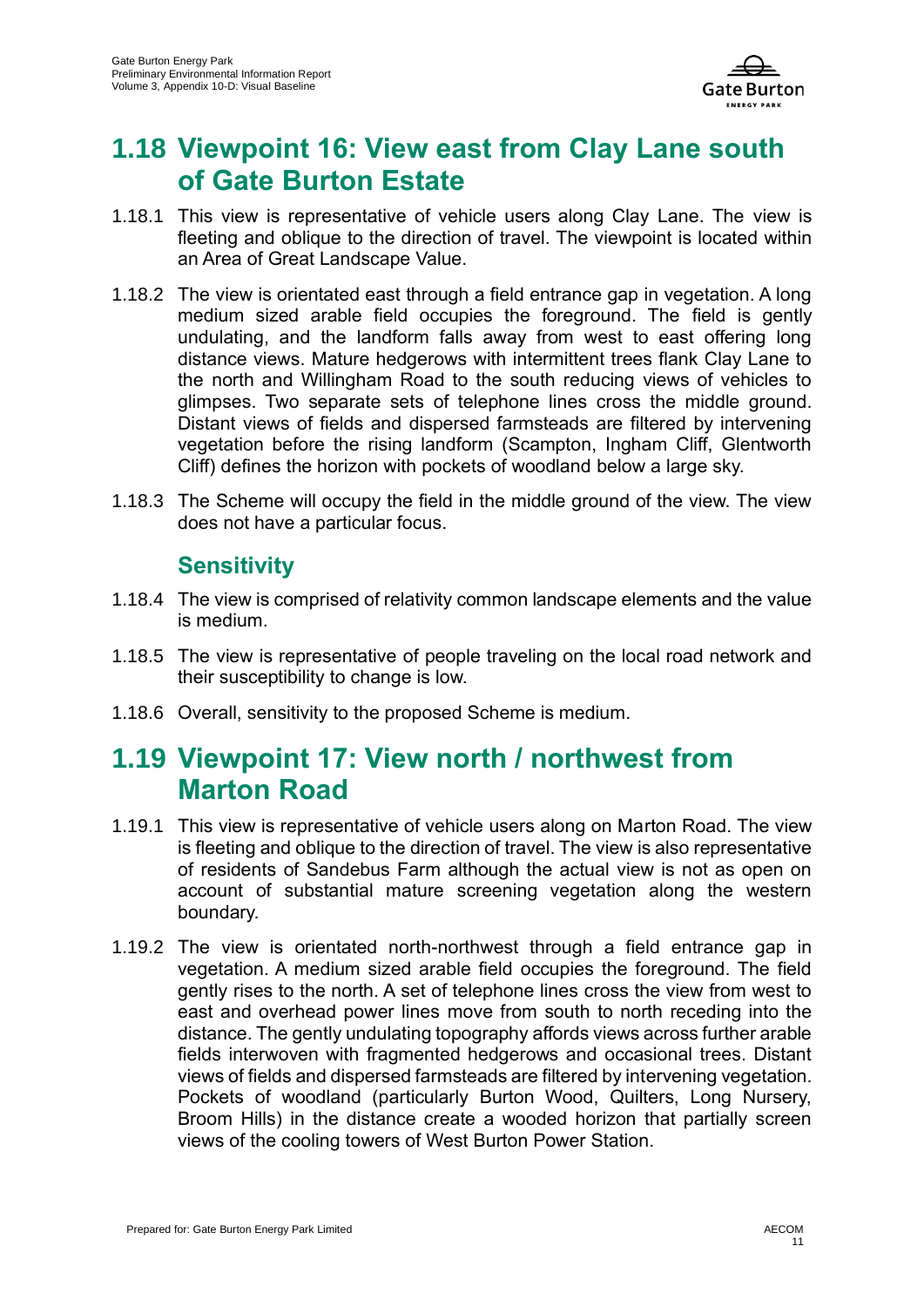## 1.18 Viewpoint 16: View east from Clay Lane south of Gate Burton Estate

1.18.1 This view is representative of vehicle users along Clay Lane. The view is fleeting and oblique to the direction of travel. The viewpoint is located within an Area of Great Landscape Value.

1.18.2 The view is orientated east through a field entrance gap in vegetation. A long medium sized arable field occupies the foreground. The field is gently undulating, and the landform falls away from west to east offering long distance views. Mature hedgerows with intermittent trees flank Clay Lane to the north and Willingham Road to the south reducing views of vehicles to glimpses. Two separate sets of telephone lines cross the middle ground. Distant views of fields and dispersed farmsteads are filtered by intervening vegetation before the rising landform (Scampton, Ingham Cliff, Glentworth Cliff) defines the horizon with pockets of woodland below a large sky.

1.18.3 The Scheme will occupy the field in the middle ground of the view. The view does not have a particular focus.

### Sensitivity

1.18.4 The view is comprised of relativity common landscape elements and the value is medium.

1.18.5 The view is representative of people traveling on the local road network and their susceptibility to change is low.

1.18.6 Overall, sensitivity to the proposed Scheme is medium.

## 1.19 Viewpoint 17: View north / northwest from Marton Road

1.19.1 This view is representative of vehicle users along on Marton Road. The view is fleeting and oblique to the direction of travel. The view is also representative of residents of Sandebus Farm although the actual view is not as open on account of substantial mature screening vegetation along the western boundary.

1.19.2 The view is orientated north-northwest through a field entrance gap in vegetation. A medium sized arable field occupies the foreground. The field gently rises to the north. A set of telephone lines cross the view from west to east and overhead power lines move from south to north receding into the distance. The gently undulating topography affords views across further arable fields interwoven with fragmented hedgerows and occasional trees. Distant views of fields and dispersed farmsteads are filtered by intervening vegetation. Pockets of woodland (particularly Burton Wood, Quilters, Long Nursery, Broom Hills) in the distance create a wooded horizon that partially screen views of the cooling towers of West Burton Power Station.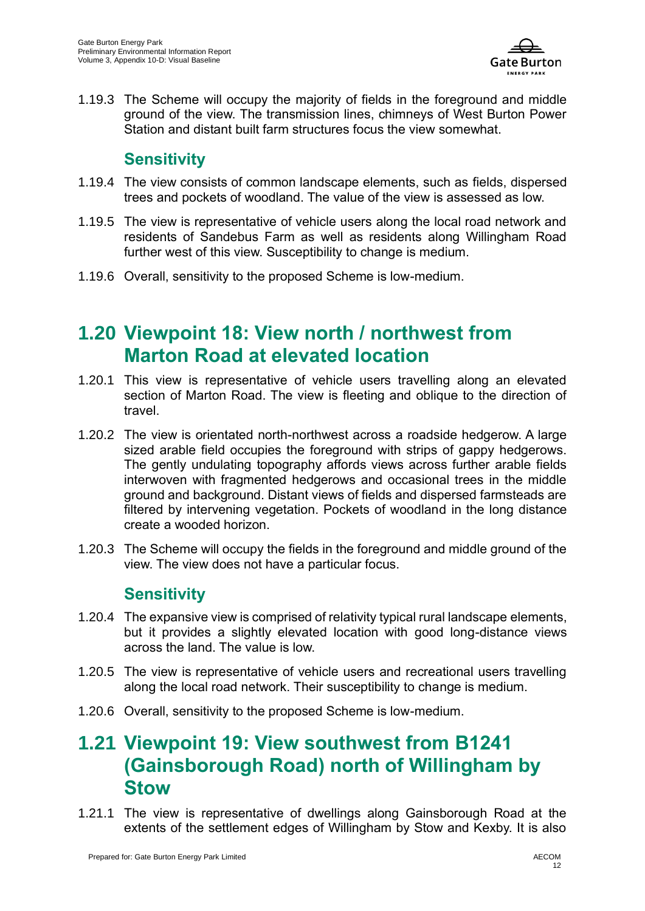1.19.3 The Scheme will occupy the majority of fields in the foreground and middle ground of the view. The transmission lines, chimneys of West Burton Power Station and distant built farm structures focus the view somewhat.

### Sensitivity

1.19.4 The view consists of common landscape elements, such as fields, dispersed trees and pockets of woodland. The value of the view is assessed as low.

1.19.5 The view is representative of vehicle users along the local road network and residents of Sandebus Farm as well as residents along Willingham Road further west of this view. Susceptibility to change is medium.

1.19.6 Overall, sensitivity to the proposed Scheme is low-medium.

## 1.20 Viewpoint 18: View north / northwest from Marton Road at elevated location

1.20.1 This view is representative of vehicle users travelling along an elevated section of Marton Road. The view is fleeting and oblique to the direction of travel.

1.20.2 The view is orientated north-northwest across a roadside hedgerow. A large sized arable field occupies the foreground with strips of gappy hedgerows. The gently undulating topography affords views across further arable fields interwoven with fragmented hedgerows and occasional trees in the middle ground and background. Distant views of fields and dispersed farmsteads are filtered by intervening vegetation. Pockets of woodland in the long distance create a wooded horizon.

1.20.3 The Scheme will occupy the fields in the foreground and middle ground of the view. The view does not have a particular focus.

### Sensitivity

1.20.4 The expansive view is comprised of relativity typical rural landscape elements, but it provides a slightly elevated location with good long-distance views across the land. The value is low.

1.20.5 The view is representative of vehicle users and recreational users travelling along the local road network. Their susceptibility to change is medium.

1.20.6 Overall, sensitivity to the proposed Scheme is low-medium.

## 1.21 Viewpoint 19: View southwest from B1241 (Gainsborough Road) north of Willingham by Stow

1.21.1 The view is representative of dwellings along Gainsborough Road at the extents of the settlement edges of Willingham by Stow and Kexby. It is also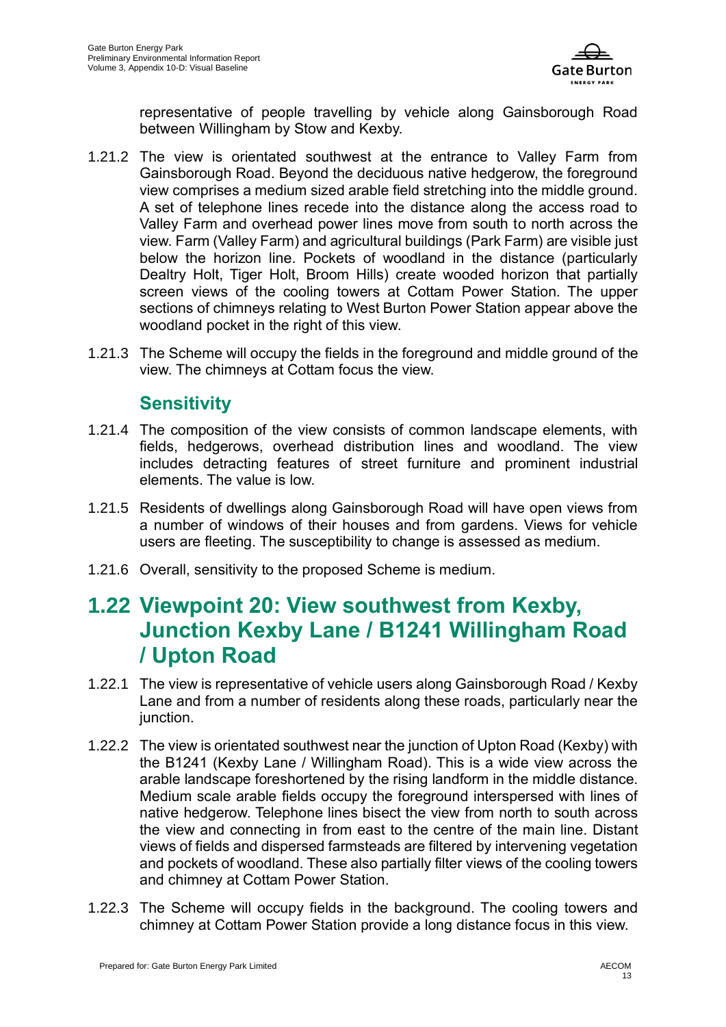representative of people travelling by vehicle along Gainsborough Road between Willingham by Stow and Kexby.

1.21.2 The view is orientated southwest at the entrance to Valley Farm from Gainsborough Road. Beyond the deciduous native hedgerow, the foreground view comprises a medium sized arable field stretching into the middle ground. A set of telephone lines recede into the distance along the access road to Valley Farm and overhead power lines move from south to north across the view. Farm (Valley Farm) and agricultural buildings (Park Farm) are visible just below the horizon line. Pockets of woodland in the distance (particularly Dealtry Holt, Tiger Holt, Broom Hills) create wooded horizon that partially screen views of the cooling towers at Cottam Power Station. The upper sections of chimneys relating to West Burton Power Station appear above the woodland pocket in the right of this view.

1.21.3 The Scheme will occupy the fields in the foreground and middle ground of the view. The chimneys at Cottam focus the view.

### Sensitivity

1.21.4 The composition of the view consists of common landscape elements, with fields, hedgerows, overhead distribution lines and woodland. The view includes detracting features of street furniture and prominent industrial elements. The value is low.

1.21.5 Residents of dwellings along Gainsborough Road will have open views from a number of windows of their houses and from gardens. Views for vehicle users are fleeting. The susceptibility to change is assessed as medium.

1.21.6 Overall, sensitivity to the proposed Scheme is medium.

## 1.22 Viewpoint 20: View southwest from Kexby, Junction Kexby Lane / B1241 Willingham Road / Upton Road

1.22.1 The view is representative of vehicle users along Gainsborough Road / Kexby Lane and from a number of residents along these roads, particularly near the junction.

1.22.2 The view is orientated southwest near the junction of Upton Road (Kexby) with the B1241 (Kexby Lane / Willingham Road). This is a wide view across the arable landscape foreshortened by the rising landform in the middle distance. Medium scale arable fields occupy the foreground interspersed with lines of native hedgerow. Telephone lines bisect the view from north to south across the view and connecting in from east to the centre of the main line. Distant views of fields and dispersed farmsteads are filtered by intervening vegetation and pockets of woodland. These also partially filter views of the cooling towers and chimney at Cottam Power Station.

1.22.3 The Scheme will occupy fields in the background. The cooling towers and chimney at Cottam Power Station provide a long distance focus in this view.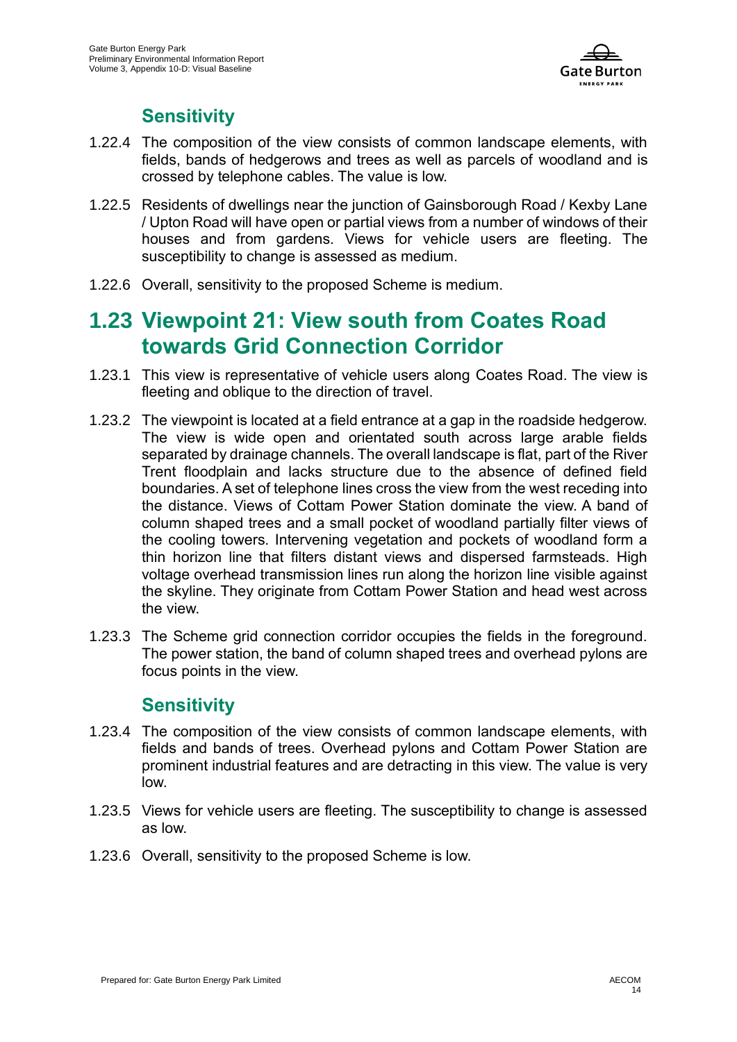### Sensitivity

1.22.4 The composition of the view consists of common landscape elements, with fields, bands of hedgerows and trees as well as parcels of woodland and is crossed by telephone cables. The value is low.

1.22.5 Residents of dwellings near the junction of Gainsborough Road / Kexby Lane / Upton Road will have open or partial views from a number of windows of their houses and from gardens. Views for vehicle users are fleeting. The susceptibility to change is assessed as medium.

1.22.6 Overall, sensitivity to the proposed Scheme is medium.

## 1.23 Viewpoint 21: View south from Coates Road towards Grid Connection Corridor

1.23.1 This view is representative of vehicle users along Coates Road. The view is fleeting and oblique to the direction of travel.

1.23.2 The viewpoint is located at a field entrance at a gap in the roadside hedgerow. The view is wide open and orientated south across large arable fields separated by drainage channels. The overall landscape is flat, part of the River Trent floodplain and lacks structure due to the absence of defined field boundaries. A set of telephone lines cross the view from the west receding into the distance. Views of Cottam Power Station dominate the view. A band of column shaped trees and a small pocket of woodland partially filter views of the cooling towers. Intervening vegetation and pockets of woodland form a thin horizon line that filters distant views and dispersed farmsteads. High voltage overhead transmission lines run along the horizon line visible against the skyline. They originate from Cottam Power Station and head west across the view.

1.23.3 The Scheme grid connection corridor occupies the fields in the foreground. The power station, the band of column shaped trees and overhead pylons are focus points in the view.

### Sensitivity

1.23.4 The composition of the view consists of common landscape elements, with fields and bands of trees. Overhead pylons and Cottam Power Station are prominent industrial features and are detracting in this view. The value is very low.

1.23.5 Views for vehicle users are fleeting. The susceptibility to change is assessed as low.

1.23.6 Overall, sensitivity to the proposed Scheme is low.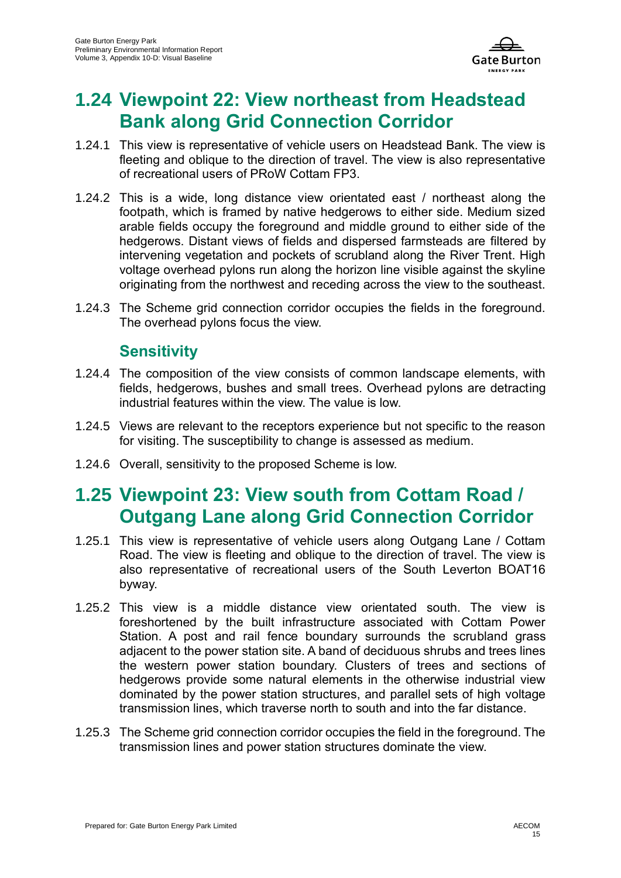## 1.24 Viewpoint 22: View northeast from Headstead Bank along Grid Connection Corridor

1.24.1 This view is representative of vehicle users on Headstead Bank. The view is fleeting and oblique to the direction of travel. The view is also representative of recreational users of PRoW Cottam FP3.

1.24.2 This is a wide, long distance view orientated east / northeast along the footpath, which is framed by native hedgerows to either side. Medium sized arable fields occupy the foreground and middle ground to either side of the hedgerows. Distant views of fields and dispersed farmsteads are filtered by intervening vegetation and pockets of scrubland along the River Trent. High voltage overhead pylons run along the horizon line visible against the skyline originating from the northwest and receding across the view to the southeast.

1.24.3 The Scheme grid connection corridor occupies the fields in the foreground. The overhead pylons focus the view.

### Sensitivity

1.24.4 The composition of the view consists of common landscape elements, with fields, hedgerows, bushes and small trees. Overhead pylons are detracting industrial features within the view. The value is low.

1.24.5 Views are relevant to the receptors experience but not specific to the reason for visiting. The susceptibility to change is assessed as medium.

1.24.6 Overall, sensitivity to the proposed Scheme is low.

## 1.25 Viewpoint 23: View south from Cottam Road / Outgang Lane along Grid Connection Corridor

1.25.1 This view is representative of vehicle users along Outgang Lane / Cottam Road. The view is fleeting and oblique to the direction of travel. The view is also representative of recreational users of the South Leverton BOAT16 byway.

1.25.2 This view is a middle distance view orientated south. The view is foreshortened by the built infrastructure associated with Cottam Power Station. A post and rail fence boundary surrounds the scrubland grass adjacent to the power station site. A band of deciduous shrubs and trees lines the western power station boundary. Clusters of trees and sections of hedgerows provide some natural elements in the otherwise industrial view dominated by the power station structures, and parallel sets of high voltage transmission lines, which traverse north to south and into the far distance.

1.25.3 The Scheme grid connection corridor occupies the field in the foreground. The transmission lines and power station structures dominate the view.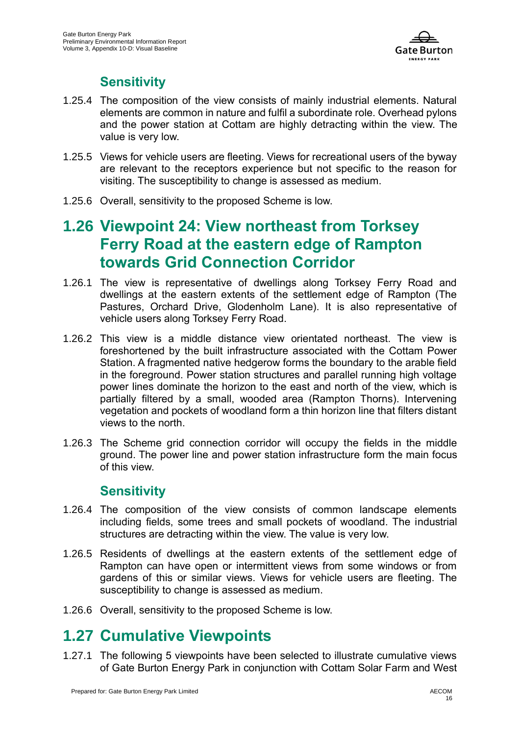### Sensitivity

1.25.4 The composition of the view consists of mainly industrial elements. Natural elements are common in nature and fulfil a subordinate role. Overhead pylons and the power station at Cottam are highly detracting within the view. The value is very low.

1.25.5 Views for vehicle users are fleeting. Views for recreational users of the byway are relevant to the receptors experience but not specific to the reason for visiting. The susceptibility to change is assessed as medium.

1.25.6 Overall, sensitivity to the proposed Scheme is low.

## 1.26 Viewpoint 24: View northeast from Torksey Ferry Road at the eastern edge of Rampton towards Grid Connection Corridor

1.26.1 The view is representative of dwellings along Torksey Ferry Road and dwellings at the eastern extents of the settlement edge of Rampton (The Pastures, Orchard Drive, Glodenholm Lane). It is also representative of vehicle users along Torksey Ferry Road.

1.26.2 This view is a middle distance view orientated northeast. The view is foreshortened by the built infrastructure associated with the Cottam Power Station. A fragmented native hedgerow forms the boundary to the arable field in the foreground. Power station structures and parallel running high voltage power lines dominate the horizon to the east and north of the view, which is partially filtered by a small, wooded area (Rampton Thorns). Intervening vegetation and pockets of woodland form a thin horizon line that filters distant views to the north.

1.26.3 The Scheme grid connection corridor will occupy the fields in the middle ground. The power line and power station infrastructure form the main focus of this view.

### Sensitivity

1.26.4 The composition of the view consists of common landscape elements including fields, some trees and small pockets of woodland. The industrial structures are detracting within the view. The value is very low.

1.26.5 Residents of dwellings at the eastern extents of the settlement edge of Rampton can have open or intermittent views from some windows or from gardens of this or similar views. Views for vehicle users are fleeting. The susceptibility to change is assessed as medium.

1.26.6 Overall, sensitivity to the proposed Scheme is low.

## 1.27 Cumulative Viewpoints

1.27.1 The following 5 viewpoints have been selected to illustrate cumulative views of Gate Burton Energy Park in conjunction with Cottam Solar Farm and West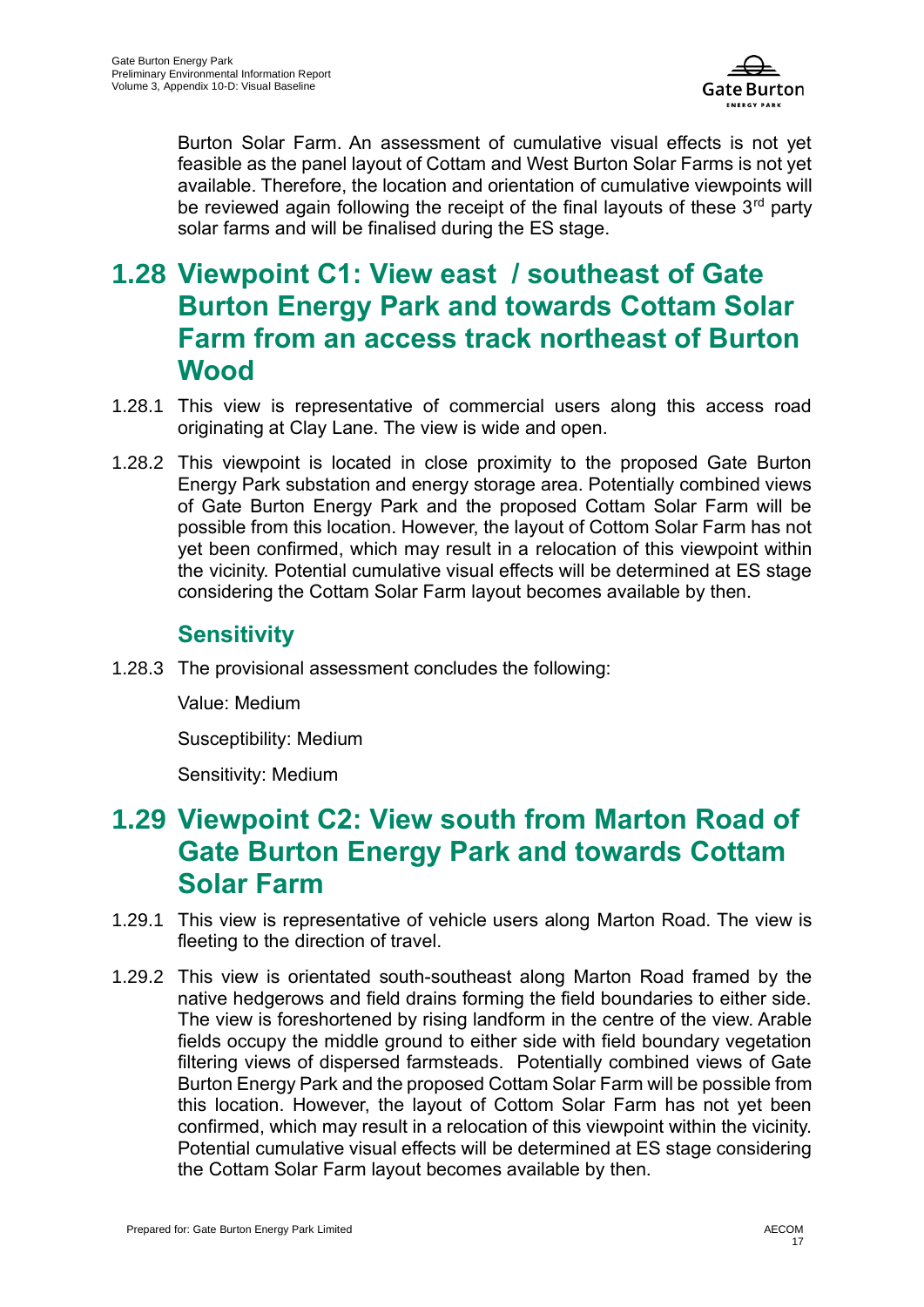Burton Solar Farm. An assessment of cumulative visual effects is not yet feasible as the panel layout of Cottam and West Burton Solar Farms is not yet available. Therefore, the location and orientation of cumulative viewpoints will be reviewed again following the receipt of the final layouts of these 3rd party solar farms and will be finalised during the ES stage.

## 1.28 Viewpoint C1: View east / southeast of Gate Burton Energy Park and towards Cottam Solar Farm from an access track northeast of Burton Wood

1.28.1 This view is representative of commercial users along this access road originating at Clay Lane. The view is wide and open.

1.28.2 This viewpoint is located in close proximity to the proposed Gate Burton Energy Park substation and energy storage area. Potentially combined views of Gate Burton Energy Park and the proposed Cottam Solar Farm will be possible from this location. However, the layout of Cottom Solar Farm has not yet been confirmed, which may result in a relocation of this viewpoint within the vicinity. Potential cumulative visual effects will be determined at ES stage considering the Cottam Solar Farm layout becomes available by then.

### Sensitivity

1.28.3 The provisional assessment concludes the following:

Value: Medium

Susceptibility: Medium

Sensitivity: Medium

## 1.29 Viewpoint C2: View south from Marton Road of Gate Burton Energy Park and towards Cottam Solar Farm

1.29.1 This view is representative of vehicle users along Marton Road. The view is fleeting to the direction of travel.

1.29.2 This view is orientated south-southeast along Marton Road framed by the native hedgerows and field drains forming the field boundaries to either side. The view is foreshortened by rising landform in the centre of the view. Arable fields occupy the middle ground to either side with field boundary vegetation filtering views of dispersed farmsteads. Potentially combined views of Gate Burton Energy Park and the proposed Cottam Solar Farm will be possible from this location. However, the layout of Cottom Solar Farm has not yet been confirmed, which may result in a relocation of this viewpoint within the vicinity. Potential cumulative visual effects will be determined at ES stage considering the Cottam Solar Farm layout becomes available by then.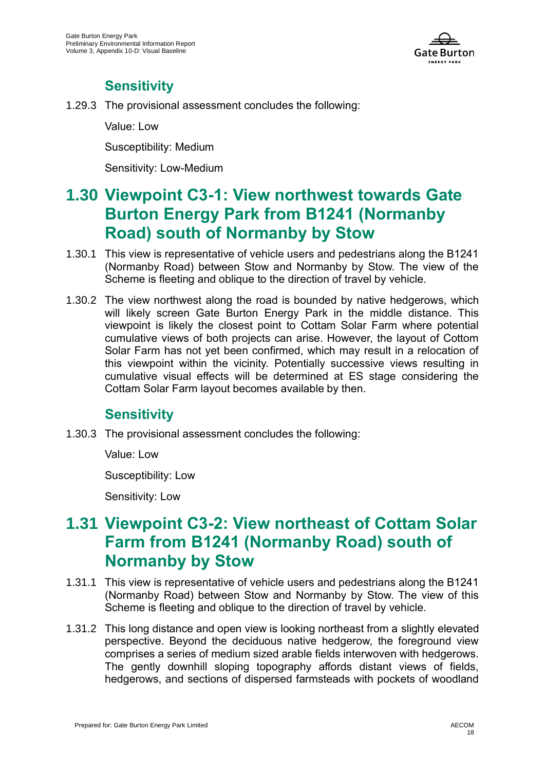### Sensitivity

1.29.3 The provisional assessment concludes the following:

Value: Low

Susceptibility: Medium

Sensitivity: Low-Medium

## 1.30 Viewpoint C3-1: View northwest towards Gate Burton Energy Park from B1241 (Normanby Road) south of Normanby by Stow

1.30.1 This view is representative of vehicle users and pedestrians along the B1241 (Normanby Road) between Stow and Normanby by Stow. The view of the Scheme is fleeting and oblique to the direction of travel by vehicle.

1.30.2 The view northwest along the road is bounded by native hedgerows, which will likely screen Gate Burton Energy Park in the middle distance. This viewpoint is likely the closest point to Cottam Solar Farm where potential cumulative views of both projects can arise. However, the layout of Cottom Solar Farm has not yet been confirmed, which may result in a relocation of this viewpoint within the vicinity. Potentially successive views resulting in cumulative visual effects will be determined at ES stage considering the Cottam Solar Farm layout becomes available by then.

### Sensitivity

1.30.3 The provisional assessment concludes the following:

Value: Low

Susceptibility: Low

Sensitivity: Low

## 1.31 Viewpoint C3-2: View northeast of Cottam Solar Farm from B1241 (Normanby Road) south of Normanby by Stow

1.31.1 This view is representative of vehicle users and pedestrians along the B1241 (Normanby Road) between Stow and Normanby by Stow. The view of this Scheme is fleeting and oblique to the direction of travel by vehicle.

1.31.2 This long distance and open view is looking northeast from a slightly elevated perspective. Beyond the deciduous native hedgerow, the foreground view comprises a series of medium sized arable fields interwoven with hedgerows. The gently downhill sloping topography affords distant views of fields, hedgerows, and sections of dispersed farmsteads with pockets of woodland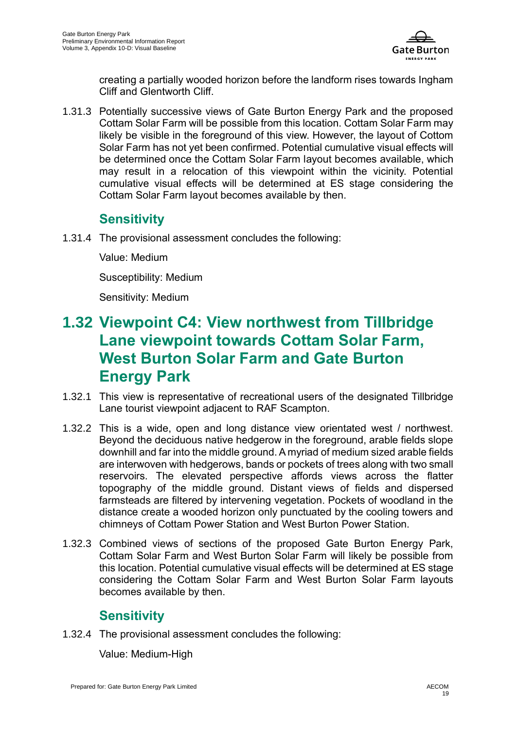creating a partially wooded horizon before the landform rises towards Ingham Cliff and Glentworth Cliff.

1.31.3 Potentially successive views of Gate Burton Energy Park and the proposed Cottam Solar Farm will be possible from this location. Cottam Solar Farm may likely be visible in the foreground of this view. However, the layout of Cottom Solar Farm has not yet been confirmed. Potential cumulative visual effects will be determined once the Cottam Solar Farm layout becomes available, which may result in a relocation of this viewpoint within the vicinity. Potential cumulative visual effects will be determined at ES stage considering the Cottam Solar Farm layout becomes available by then.

### Sensitivity

1.31.4 The provisional assessment concludes the following:

Value: Medium

Susceptibility: Medium

Sensitivity: Medium

## 1.32 Viewpoint C4: View northwest from Tillbridge Lane viewpoint towards Cottam Solar Farm, West Burton Solar Farm and Gate Burton Energy Park

1.32.1 This view is representative of recreational users of the designated Tillbridge Lane tourist viewpoint adjacent to RAF Scampton.

1.32.2 This is a wide, open and long distance view orientated west / northwest. Beyond the deciduous native hedgerow in the foreground, arable fields slope downhill and far into the middle ground. A myriad of medium sized arable fields are interwoven with hedgerows, bands or pockets of trees along with two small reservoirs. The elevated perspective affords views across the flatter topography of the middle ground. Distant views of fields and dispersed farmsteads are filtered by intervening vegetation. Pockets of woodland in the distance create a wooded horizon only punctuated by the cooling towers and chimneys of Cottam Power Station and West Burton Power Station.

1.32.3 Combined views of sections of the proposed Gate Burton Energy Park, Cottam Solar Farm and West Burton Solar Farm will likely be possible from this location. Potential cumulative visual effects will be determined at ES stage considering the Cottam Solar Farm and West Burton Solar Farm layouts becomes available by then.

### Sensitivity

1.32.4 The provisional assessment concludes the following:

Value: Medium-High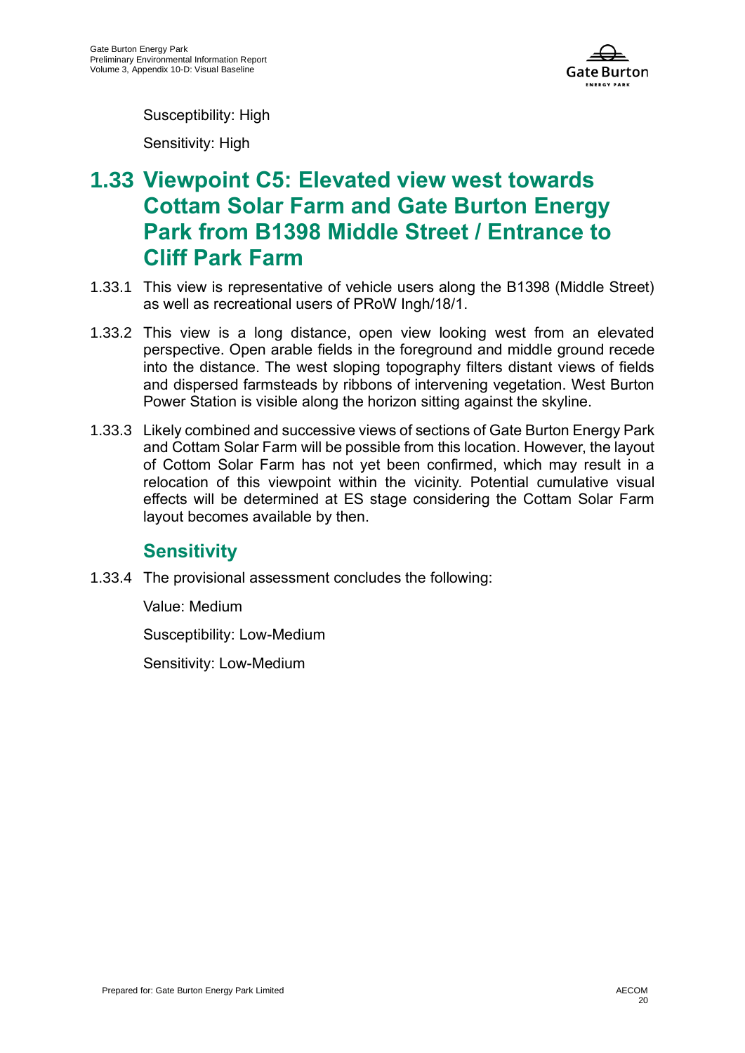Susceptibility: High

Sensitivity: High

## 1.33 Viewpoint C5: Elevated view west towards Cottam Solar Farm and Gate Burton Energy Park from B1398 Middle Street / Entrance to Cliff Park Farm

1.33.1 This view is representative of vehicle users along the B1398 (Middle Street) as well as recreational users of PRoW Ingh/18/1.

1.33.2 This view is a long distance, open view looking west from an elevated perspective. Open arable fields in the foreground and middle ground recede into the distance. The west sloping topography filters distant views of fields and dispersed farmsteads by ribbons of intervening vegetation. West Burton Power Station is visible along the horizon sitting against the skyline.

1.33.3 Likely combined and successive views of sections of Gate Burton Energy Park and Cottam Solar Farm will be possible from this location. However, the layout of Cottom Solar Farm has not yet been confirmed, which may result in a relocation of this viewpoint within the vicinity. Potential cumulative visual effects will be determined at ES stage considering the Cottam Solar Farm layout becomes available by then.

### Sensitivity

1.33.4 The provisional assessment concludes the following:

Value: Medium

Susceptibility: Low-Medium

Sensitivity: Low-Medium